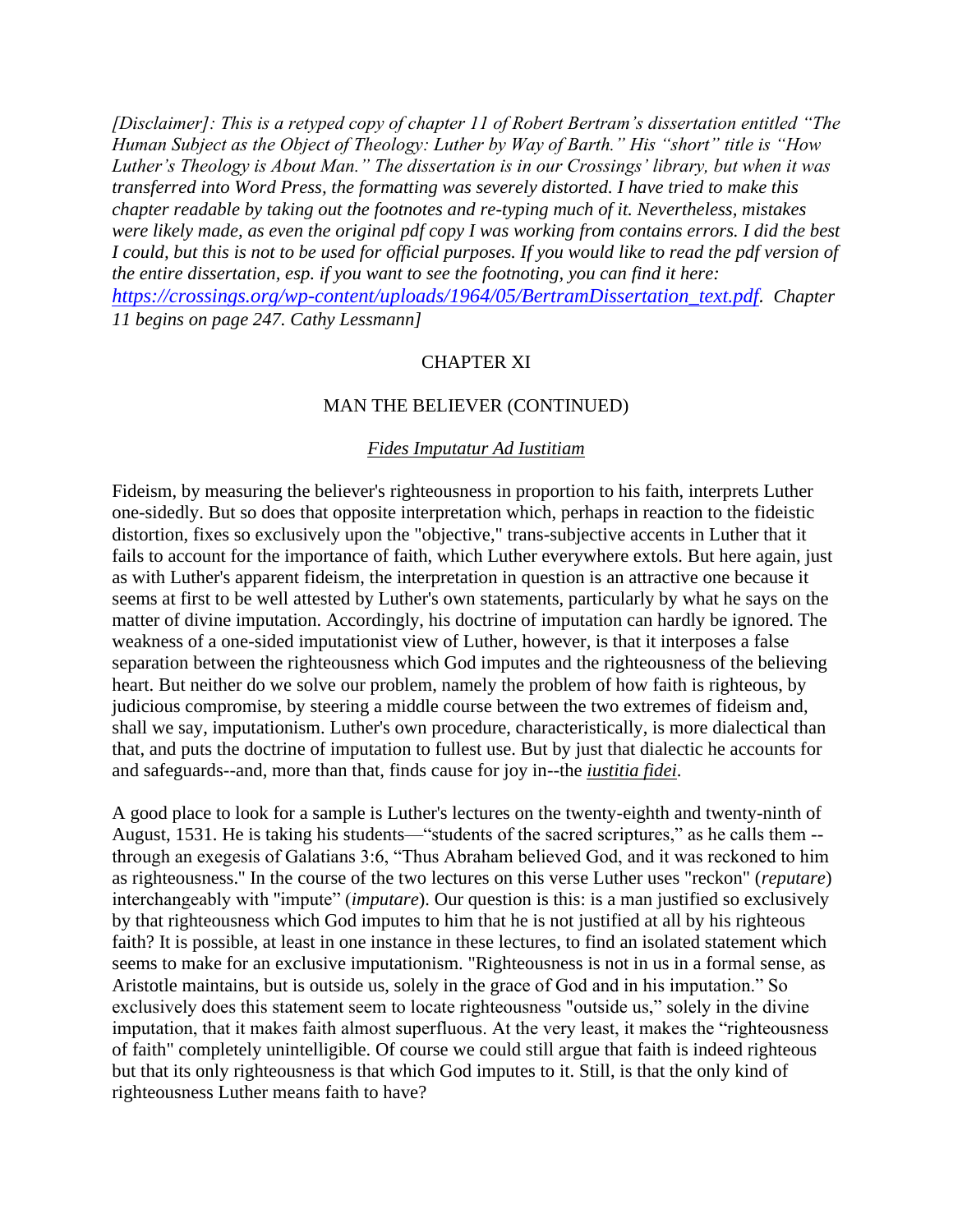*[Disclaimer]: This is a retyped copy of chapter 11 of Robert Bertram's dissertation entitled "The Human Subject as the Object of Theology: Luther by Way of Barth." His "short" title is "How Luther's Theology is About Man." The dissertation is in our Crossings' library, but when it was transferred into Word Press, the formatting was severely distorted. I have tried to make this chapter readable by taking out the footnotes and re-typing much of it. Nevertheless, mistakes were likely made, as even the original pdf copy I was working from contains errors. I did the best I could, but this is not to be used for official purposes. If you would like to read the pdf version of the entire dissertation, esp. if you want to see the footnoting, you can find it here: [https://crossings.org/wp-content/uploads/1964/05/BertramDissertation_text.pdf](https://crossings.org/wp-content/uploads/1964/05/BertramDissertation_text.pdf). Chapter 11 begins on page 247. Cathy Lessmann]*

# CHAPTER XI

## MAN THE BELIEVER (CONTINUED)

### <u>*Fides Imputatur Ad Iustitiam*</u>

Fideism, by measuring the believer's righteousness in proportion to his faith, interprets Luther one-sidedly. But so does that opposite interpretation which, perhaps in reaction to the fideistic distortion, fixes so exclusively upon the "objective," trans-subjective accents in Luther that it fails to account for the importance of faith, which Luther everywhere extols. But here again, just as with Luther's apparent fideism, the interpretation in question is an attractive one because it seems at first to be well attested by Luther's own statements, particularly by what he says on the matter of divine imputation. Accordingly, his doctrine of imputation can hardly be ignored. The weakness of a one-sided imputationist view of Luther, however, is that it interposes a false separation between the righteousness which God imputes and the righteousness of the believing heart. But neither do we solve our problem, namely the problem of how faith is righteous, by judicious compromise, by steering a middle course between the two extremes of fideism and, shall we say, imputationism. Luther's own procedure, characteristically, is more dialectical than that, and puts the doctrine of imputation to fullest use. But by just that dialectic he accounts for and safeguards--and, more than that, finds cause for joy in--the <u>*iustitia fidei*</u>.

A good place to look for a sample is Luther's lectures on the twenty-eighth and twenty-ninth of August, 1531. He is taking his students—"students of the sacred scriptures," as he calls them -- through an exegesis of Galatians 3:6, "Thus Abraham believed God, and it was reckoned to him as righteousness." In the course of the two lectures on this verse Luther uses "reckon" (*reputare*) interchangeably with "impute" (*imputare*). Our question is this: is a man justified so exclusively by that righteousness which God imputes to him that he is not justified at all by his righteous faith? It is possible, at least in one instance in these lectures, to find an isolated statement which seems to make for an exclusive imputationism. "Righteousness is not in us in a formal sense, as Aristotle maintains, but is outside us, solely in the grace of God and in his imputation." So exclusively does this statement seem to locate righteousness "outside us," solely in the divine imputation, that it makes faith almost superfluous. At the very least, it makes the "righteousness of faith" completely unintelligible. Of course we could still argue that faith is indeed righteous but that its only righteousness is that which God imputes to it. Still, is that the only kind of righteousness Luther means faith to have?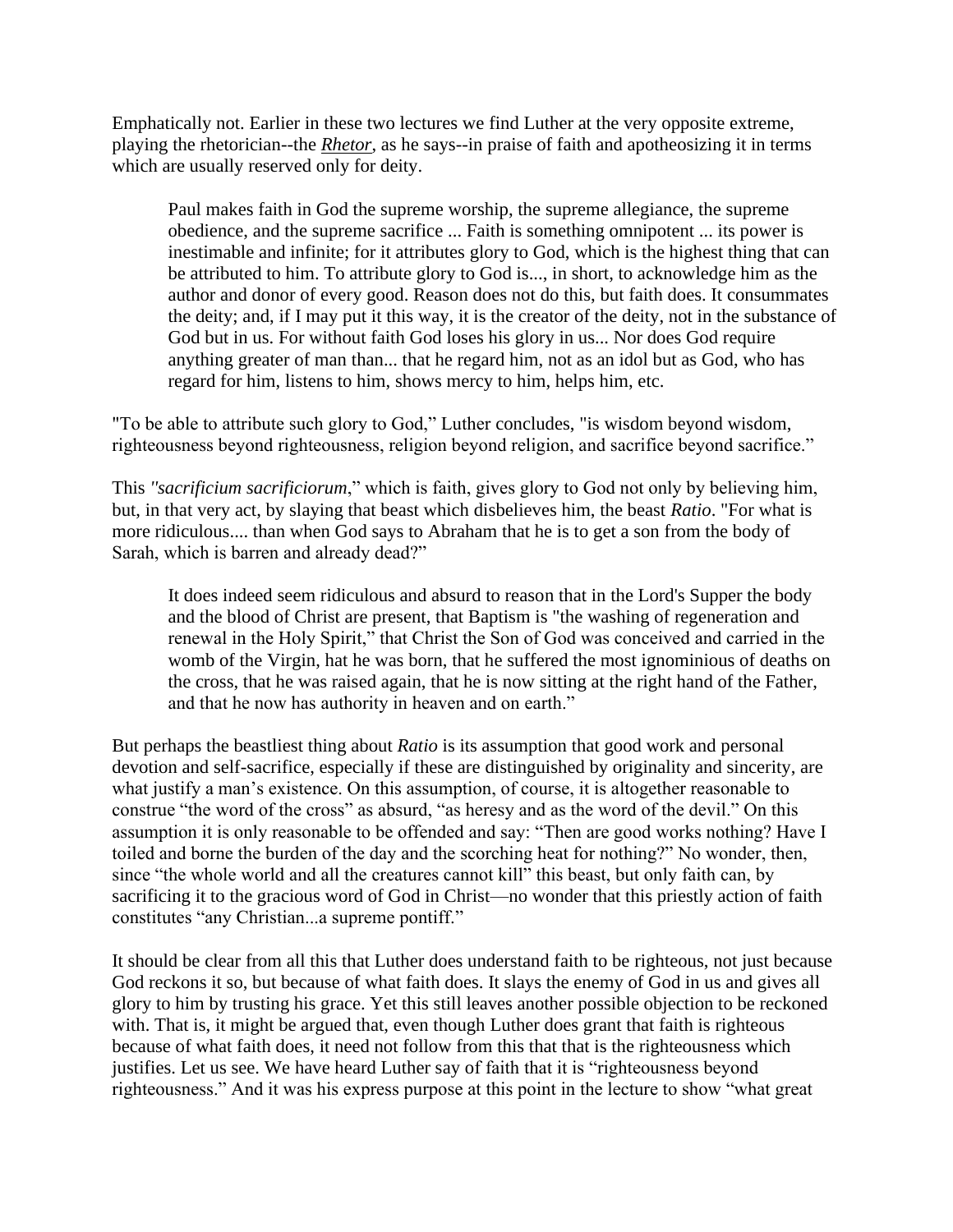Emphatically not. Earlier in these two lectures we find Luther at the very opposite extreme, playing the rhetorician--the ***Rhetor***, as he says--in praise of faith and apotheosizing it in terms which are usually reserved only for deity.

> Paul makes faith in God the supreme worship, the supreme allegiance, the supreme obedience, and the supreme sacrifice ... Faith is something omnipotent ... its power is inestimable and infinite; for it attributes glory to God, which is the highest thing that can be attributed to him. To attribute glory to God is..., in short, to acknowledge him as the author and donor of every good. Reason does not do this, but faith does. It consummates the deity; and, if I may put it this way, it is the creator of the deity, not in the substance of God but in us. For without faith God loses his glory in us... Nor does God require anything greater of man than... that he regard him, not as an idol but as God, who has regard for him, listens to him, shows mercy to him, helps him, etc.

"To be able to attribute such glory to God," Luther concludes, "is wisdom beyond wisdom, righteousness beyond righteousness, religion beyond religion, and sacrifice beyond sacrifice."

This *"sacrificium sacrificiorum*," which is faith, gives glory to God not only by believing him, but, in that very act, by slaying that beast which disbelieves him, the beast *Ratio*. "For what is more ridiculous.... than when God says to Abraham that he is to get a son from the body of Sarah, which is barren and already dead?"

> It does indeed seem ridiculous and absurd to reason that in the Lord's Supper the body and the blood of Christ are present, that Baptism is "the washing of regeneration and renewal in the Holy Spirit," that Christ the Son of God was conceived and carried in the womb of the Virgin, hat he was born, that he suffered the most ignominious of deaths on the cross, that he was raised again, that he is now sitting at the right hand of the Father, and that he now has authority in heaven and on earth."

But perhaps the beastliest thing about *Ratio* is its assumption that good work and personal devotion and self-sacrifice, especially if these are distinguished by originality and sincerity, are what justify a man's existence. On this assumption, of course, it is altogether reasonable to construe "the word of the cross" as absurd, "as heresy and as the word of the devil." On this assumption it is only reasonable to be offended and say: "Then are good works nothing? Have I toiled and borne the burden of the day and the scorching heat for nothing?" No wonder, then, since "the whole world and all the creatures cannot kill" this beast, but only faith can, by sacrificing it to the gracious word of God in Christ—no wonder that this priestly action of faith constitutes "any Christian...a supreme pontiff."

It should be clear from all this that Luther does understand faith to be righteous, not just because God reckons it so, but because of what faith does. It slays the enemy of God in us and gives all glory to him by trusting his grace. Yet this still leaves another possible objection to be reckoned with. That is, it might be argued that, even though Luther does grant that faith is righteous because of what faith does, it need not follow from this that that is the righteousness which justifies. Let us see. We have heard Luther say of faith that it is "righteousness beyond righteousness." And it was his express purpose at this point in the lecture to show "what great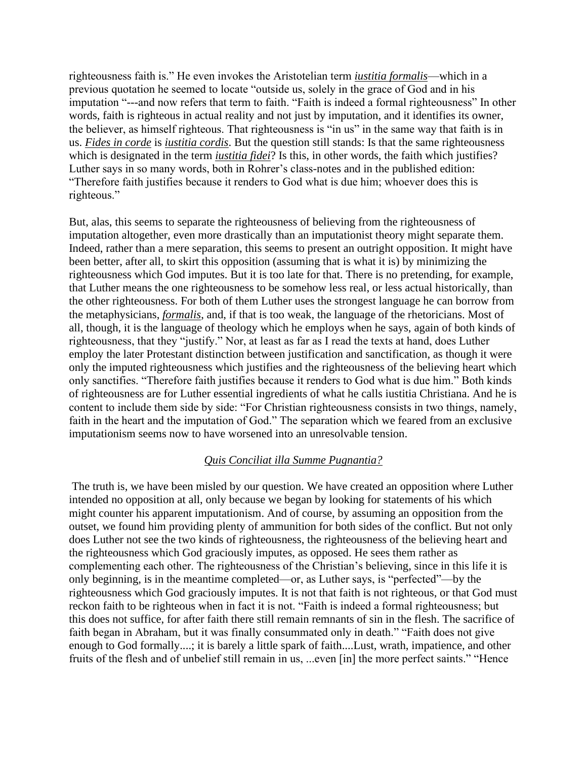righteousness faith is." He even invokes the Aristotelian term *iustitia formalis*—which in a previous quotation he seemed to locate "outside us, solely in the grace of God and in his imputation "---and now refers that term to faith. "Faith is indeed a formal righteousness" In other words, faith is righteous in actual reality and not just by imputation, and it identifies its owner, the believer, as himself righteous. That righteousness is "in us" in the same way that faith is in us. *Fides in corde* is *iustitia cordis*. But the question still stands: Is that the same righteousness which is designated in the term *iustitia fidei*? Is this, in other words, the faith which justifies? Luther says in so many words, both in Rohrer's class-notes and in the published edition: "Therefore faith justifies because it renders to God what is due him; whoever does this is righteous."

But, alas, this seems to separate the righteousness of believing from the righteousness of imputation altogether, even more drastically than an imputationist theory might separate them. Indeed, rather than a mere separation, this seems to present an outright opposition. It might have been better, after all, to skirt this opposition (assuming that is what it is) by minimizing the righteousness which God imputes. But it is too late for that. There is no pretending, for example, that Luther means the one righteousness to be somehow less real, or less actual historically, than the other righteousness. For both of them Luther uses the strongest language he can borrow from the metaphysicians, *formalis*, and, if that is too weak, the language of the rhetoricians. Most of all, though, it is the language of theology which he employs when he says, again of both kinds of righteousness, that they "justify." Nor, at least as far as I read the texts at hand, does Luther employ the later Protestant distinction between justification and sanctification, as though it were only the imputed righteousness which justifies and the righteousness of the believing heart which only sanctifies. "Therefore faith justifies because it renders to God what is due him." Both kinds of righteousness are for Luther essential ingredients of what he calls iustitia Christiana. And he is content to include them side by side: "For Christian righteousness consists in two things, namely, faith in the heart and the imputation of God." The separation which we feared from an exclusive imputationism seems now to have worsened into an unresolvable tension.

## *Quis Conciliat illa Summe Pugnantia?*

The truth is, we have been misled by our question. We have created an opposition where Luther intended no opposition at all, only because we began by looking for statements of his which might counter his apparent imputationism. And of course, by assuming an opposition from the outset, we found him providing plenty of ammunition for both sides of the conflict. But not only does Luther not see the two kinds of righteousness, the righteousness of the believing heart and the righteousness which God graciously imputes, as opposed. He sees them rather as complementing each other. The righteousness of the Christian's believing, since in this life it is only beginning, is in the meantime completed—or, as Luther says, is "perfected"—by the righteousness which God graciously imputes. It is not that faith is not righteous, or that God must reckon faith to be righteous when in fact it is not. "Faith is indeed a formal righteousness; but this does not suffice, for after faith there still remain remnants of sin in the flesh. The sacrifice of faith began in Abraham, but it was finally consummated only in death." "Faith does not give enough to God formally....; it is barely a little spark of faith....Lust, wrath, impatience, and other fruits of the flesh and of unbelief still remain in us, ...even [in] the more perfect saints." "Hence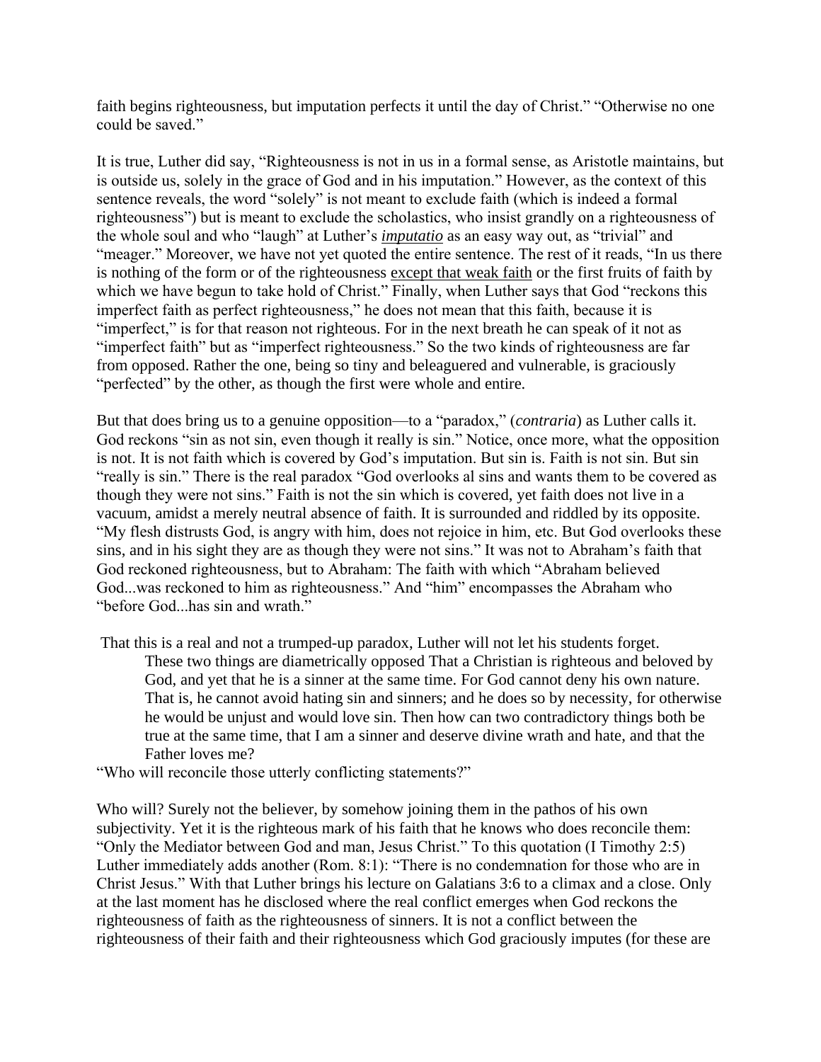faith begins righteousness, but imputation perfects it until the day of Christ." "Otherwise no one could be saved."

It is true, Luther did say, "Righteousness is not in us in a formal sense, as Aristotle maintains, but is outside us, solely in the grace of God and in his imputation." However, as the context of this sentence reveals, the word "solely" is not meant to exclude faith (which is indeed a formal righteousness") but is meant to exclude the scholastics, who insist grandly on a righteousness of the whole soul and who "laugh" at Luther's *imputatio* as an easy way out, as "trivial" and "meager." Moreover, we have not yet quoted the entire sentence. The rest of it reads, "In us there is nothing of the form or of the righteousness except that weak faith or the first fruits of faith by which we have begun to take hold of Christ." Finally, when Luther says that God "reckons this imperfect faith as perfect righteousness," he does not mean that this faith, because it is "imperfect," is for that reason not righteous. For in the next breath he can speak of it not as "imperfect faith" but as "imperfect righteousness." So the two kinds of righteousness are far from opposed. Rather the one, being so tiny and beleaguered and vulnerable, is graciously "perfected" by the other, as though the first were whole and entire.

But that does bring us to a genuine opposition—to a "paradox," (*contraria*) as Luther calls it. God reckons "sin as not sin, even though it really is sin." Notice, once more, what the opposition is not. It is not faith which is covered by God's imputation. But sin is. Faith is not sin. But sin "really is sin." There is the real paradox "God overlooks al sins and wants them to be covered as though they were not sins." Faith is not the sin which is covered, yet faith does not live in a vacuum, amidst a merely neutral absence of faith. It is surrounded and riddled by its opposite. "My flesh distrusts God, is angry with him, does not rejoice in him, etc. But God overlooks these sins, and in his sight they are as though they were not sins." It was not to Abraham's faith that God reckoned righteousness, but to Abraham: The faith with which "Abraham believed God...was reckoned to him as righteousness." And "him" encompasses the Abraham who "before God...has sin and wrath."

That this is a real and not a trumped-up paradox, Luther will not let his students forget.

> These two things are diametrically opposed That a Christian is righteous and beloved by God, and yet that he is a sinner at the same time. For God cannot deny his own nature. That is, he cannot avoid hating sin and sinners; and he does so by necessity, for otherwise he would be unjust and would love sin. Then how can two contradictory things both be true at the same time, that I am a sinner and deserve divine wrath and hate, and that the Father loves me?

"Who will reconcile those utterly conflicting statements?"

Who will? Surely not the believer, by somehow joining them in the pathos of his own subjectivity. Yet it is the righteous mark of his faith that he knows who does reconcile them: "Only the Mediator between God and man, Jesus Christ." To this quotation (I Timothy 2:5) Luther immediately adds another (Rom. 8:1): "There is no condemnation for those who are in Christ Jesus." With that Luther brings his lecture on Galatians 3:6 to a climax and a close. Only at the last moment has he disclosed where the real conflict emerges when God reckons the righteousness of faith as the righteousness of sinners. It is not a conflict between the righteousness of their faith and their righteousness which God graciously imputes (for these are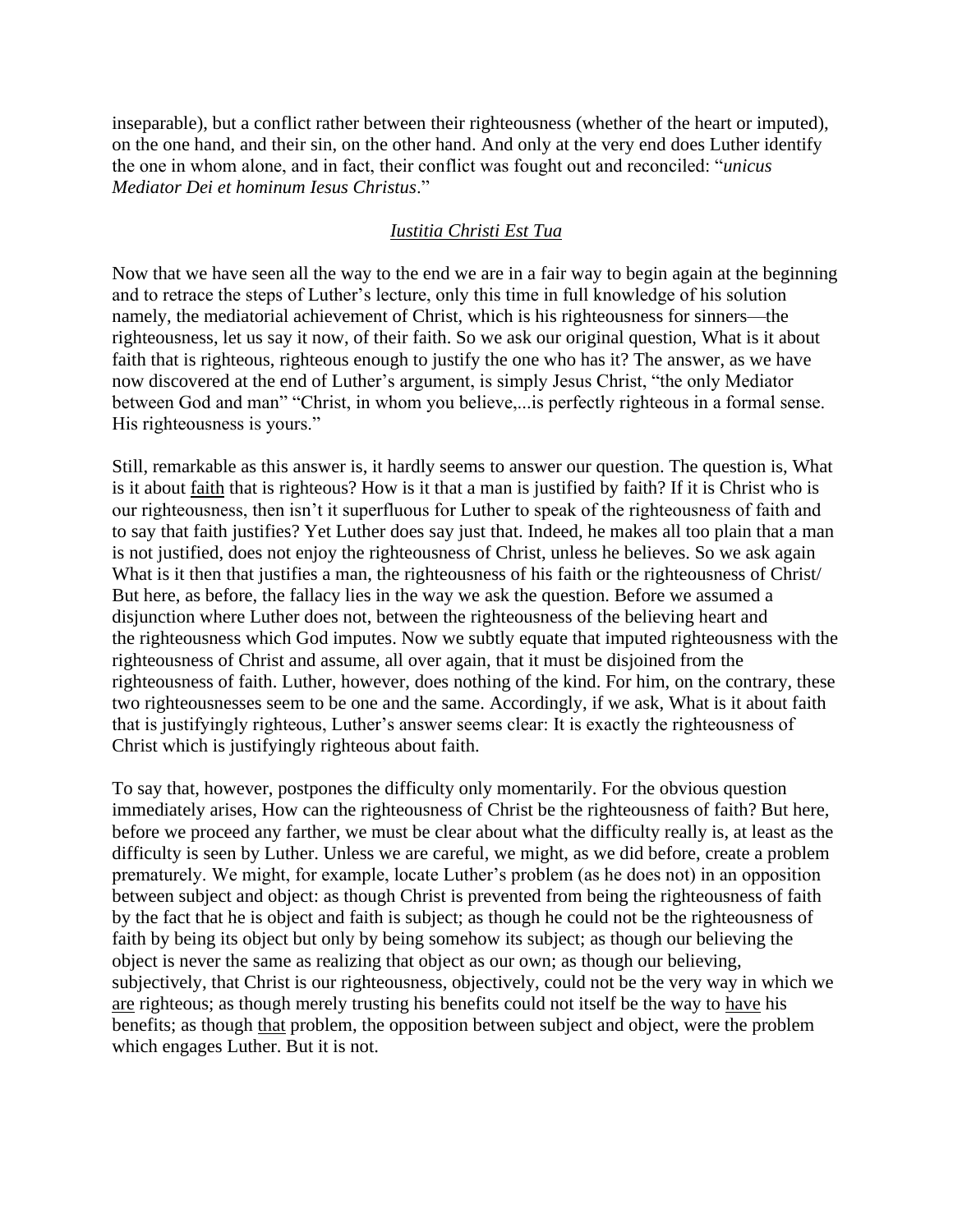inseparable), but a conflict rather between their righteousness (whether of the heart or imputed), on the one hand, and their sin, on the other hand. And only at the very end does Luther identify the one in whom alone, and in fact, their conflict was fought out and reconciled: "*unicus Mediator Dei et hominum Iesus Christus*."

## *Iustitia Christi Est Tua*

Now that we have seen all the way to the end we are in a fair way to begin again at the beginning and to retrace the steps of Luther's lecture, only this time in full knowledge of his solution namely, the mediatorial achievement of Christ, which is his righteousness for sinners—the righteousness, let us say it now, of their faith. So we ask our original question, What is it about faith that is righteous, righteous enough to justify the one who has it? The answer, as we have now discovered at the end of Luther's argument, is simply Jesus Christ, "the only Mediator between God and man" "Christ, in whom you believe,...is perfectly righteous in a formal sense. His righteousness is yours."

Still, remarkable as this answer is, it hardly seems to answer our question. The question is, What is it about faith that is righteous? How is it that a man is justified by faith? If it is Christ who is our righteousness, then isn't it superfluous for Luther to speak of the righteousness of faith and to say that faith justifies? Yet Luther does say just that. Indeed, he makes all too plain that a man is not justified, does not enjoy the righteousness of Christ, unless he believes. So we ask again What is it then that justifies a man, the righteousness of his faith or the righteousness of Christ/ But here, as before, the fallacy lies in the way we ask the question. Before we assumed a disjunction where Luther does not, between the righteousness of the believing heart and the righteousness which God imputes. Now we subtly equate that imputed righteousness with the righteousness of Christ and assume, all over again, that it must be disjoined from the righteousness of faith. Luther, however, does nothing of the kind. For him, on the contrary, these two righteousnesses seem to be one and the same. Accordingly, if we ask, What is it about faith that is justifyingly righteous, Luther's answer seems clear: It is exactly the righteousness of Christ which is justifyingly righteous about faith.

To say that, however, postpones the difficulty only momentarily. For the obvious question immediately arises, How can the righteousness of Christ be the righteousness of faith? But here, before we proceed any farther, we must be clear about what the difficulty really is, at least as the difficulty is seen by Luther. Unless we are careful, we might, as we did before, create a problem prematurely. We might, for example, locate Luther's problem (as he does not) in an opposition between subject and object: as though Christ is prevented from being the righteousness of faith by the fact that he is object and faith is subject; as though he could not be the righteousness of faith by being its object but only by being somehow its subject; as though our believing the object is never the same as realizing that object as our own; as though our believing, subjectively, that Christ is our righteousness, objectively, could not be the very way in which we <u>are</u> righteous; as though merely trusting his benefits could not itself be the way to <u>have</u> his benefits; as though <u>that</u> problem, the opposition between subject and object, were the problem which engages Luther. But it is not.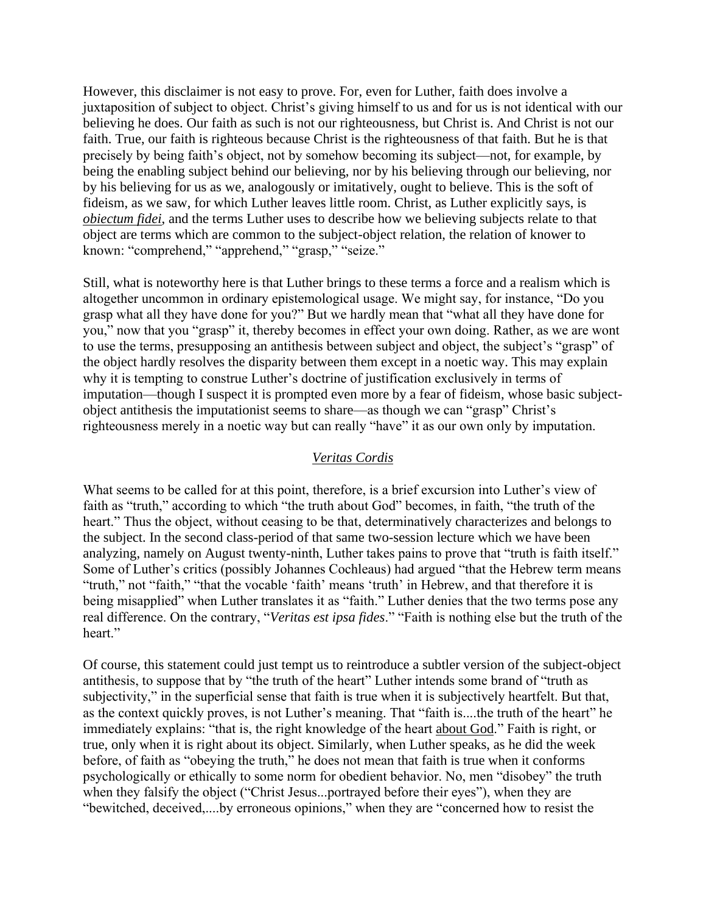However, this disclaimer is not easy to prove. For, even for Luther, faith does involve a juxtaposition of subject to object. Christ's giving himself to us and for us is not identical with our believing he does. Our faith as such is not our righteousness, but Christ is. And Christ is not our faith. True, our faith is righteous because Christ is the righteousness of that faith. But he is that precisely by being faith's object, not by somehow becoming its subject—not, for example, by being the enabling subject behind our believing, nor by his believing through our believing, nor by his believing for us as we, analogously or imitatively, ought to believe. This is the soft of fideism, as we saw, for which Luther leaves little room. Christ, as Luther explicitly says, is *obiectum fidei*, and the terms Luther uses to describe how we believing subjects relate to that object are terms which are common to the subject-object relation, the relation of knower to known: "comprehend," "apprehend," "grasp," "seize."

Still, what is noteworthy here is that Luther brings to these terms a force and a realism which is altogether uncommon in ordinary epistemological usage. We might say, for instance, "Do you grasp what all they have done for you?" But we hardly mean that "what all they have done for you," now that you "grasp" it, thereby becomes in effect your own doing. Rather, as we are wont to use the terms, presupposing an antithesis between subject and object, the subject's "grasp" of the object hardly resolves the disparity between them except in a noetic way. This may explain why it is tempting to construe Luther's doctrine of justification exclusively in terms of imputation—though I suspect it is prompted even more by a fear of fideism, whose basic subject-object antithesis the imputationist seems to share—as though we can "grasp" Christ's righteousness merely in a noetic way but can really "have" it as our own only by imputation.

## *Veritas Cordis*

What seems to be called for at this point, therefore, is a brief excursion into Luther's view of faith as "truth," according to which "the truth about God" becomes, in faith, "the truth of the heart." Thus the object, without ceasing to be that, determinatively characterizes and belongs to the subject. In the second class-period of that same two-session lecture which we have been analyzing, namely on August twenty-ninth, Luther takes pains to prove that "truth is faith itself." Some of Luther's critics (possibly Johannes Cochleaus) had argued "that the Hebrew term means "truth," not "faith," "that the vocable 'faith' means 'truth' in Hebrew, and that therefore it is being misapplied" when Luther translates it as "faith." Luther denies that the two terms pose any real difference. On the contrary, "*Veritas est ipsa fides*." "Faith is nothing else but the truth of the heart."

Of course, this statement could just tempt us to reintroduce a subtler version of the subject-object antithesis, to suppose that by "the truth of the heart" Luther intends some brand of "truth as subjectivity," in the superficial sense that faith is true when it is subjectively heartfelt. But that, as the context quickly proves, is not Luther's meaning. That "faith is....the truth of the heart" he immediately explains: "that is, the right knowledge of the heart about God." Faith is right, or true, only when it is right about its object. Similarly, when Luther speaks, as he did the week before, of faith as "obeying the truth," he does not mean that faith is true when it conforms psychologically or ethically to some norm for obedient behavior. No, men "disobey" the truth when they falsify the object ("Christ Jesus...portrayed before their eyes"), when they are "bewitched, deceived,....by erroneous opinions," when they are "concerned how to resist the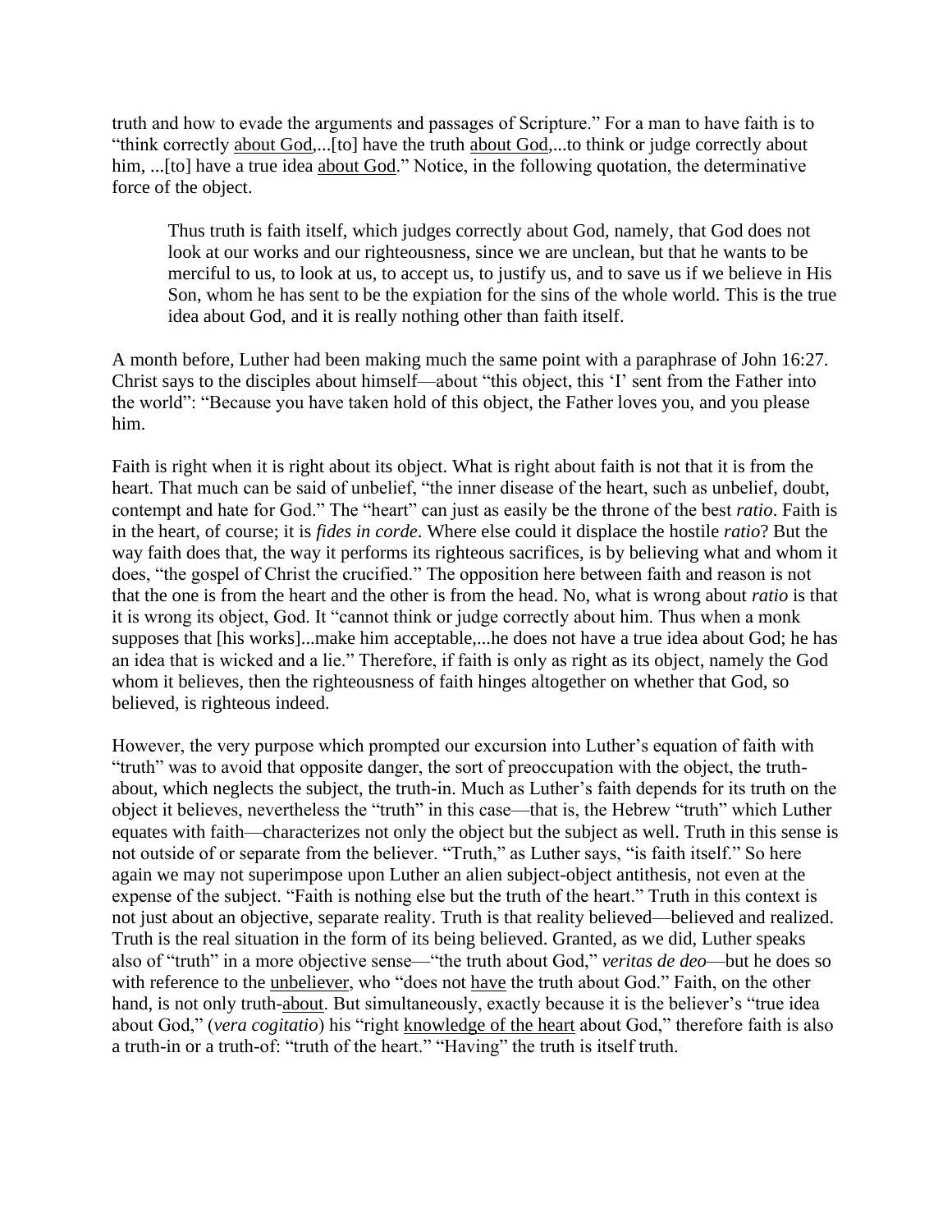truth and how to evade the arguments and passages of Scripture." For a man to have faith is to "think correctly <u>about God</u>,...[to] have the truth <u>about God</u>,...to think or judge correctly about him, ...[to] have a true idea <u>about God</u>." Notice, in the following quotation, the determinative force of the object.

> Thus truth is faith itself, which judges correctly about God, namely, that God does not look at our works and our righteousness, since we are unclean, but that he wants to be merciful to us, to look at us, to accept us, to justify us, and to save us if we believe in His Son, whom he has sent to be the expiation for the sins of the whole world. This is the true idea about God, and it is really nothing other than faith itself.

A month before, Luther had been making much the same point with a paraphrase of John 16:27. Christ says to the disciples about himself—about "this object, this 'I' sent from the Father into the world": "Because you have taken hold of this object, the Father loves you, and you please him.

Faith is right when it is right about its object. What is right about faith is not that it is from the heart. That much can be said of unbelief, "the inner disease of the heart, such as unbelief, doubt, contempt and hate for God." The "heart" can just as easily be the throne of the best *ratio*. Faith is in the heart, of course; it is *fides in corde*. Where else could it displace the hostile *ratio*? But the way faith does that, the way it performs its righteous sacrifices, is by believing what and whom it does, "the gospel of Christ the crucified." The opposition here between faith and reason is not that the one is from the heart and the other is from the head. No, what is wrong about *ratio* is that it is wrong its object, God. It "cannot think or judge correctly about him. Thus when a monk supposes that [his works]...make him acceptable,...he does not have a true idea about God; he has an idea that is wicked and a lie." Therefore, if faith is only as right as its object, namely the God whom it believes, then the righteousness of faith hinges altogether on whether that God, so believed, is righteous indeed.

However, the very purpose which prompted our excursion into Luther's equation of faith with "truth" was to avoid that opposite danger, the sort of preoccupation with the object, the truth-about, which neglects the subject, the truth-in. Much as Luther's faith depends for its truth on the object it believes, nevertheless the "truth" in this case—that is, the Hebrew "truth" which Luther equates with faith—characterizes not only the object but the subject as well. Truth in this sense is not outside of or separate from the believer. "Truth," as Luther says, "is faith itself." So here again we may not superimpose upon Luther an alien subject-object antithesis, not even at the expense of the subject. "Faith is nothing else but the truth of the heart." Truth in this context is not just about an objective, separate reality. Truth is that reality believed—believed and realized. Truth is the real situation in the form of its being believed. Granted, as we did, Luther speaks also of "truth" in a more objective sense—"the truth about God," *veritas de deo*—but he does so with reference to the <u>unbeliever</u>, who "does not <u>have</u> the truth about God." Faith, on the other hand, is not only truth-<u>about</u>. But simultaneously, exactly because it is the believer's "true idea about God," (*vera cogitatio*) his "right <u>knowledge of the heart</u> about God," therefore faith is also a truth-in or a truth-of: "truth of the heart." "Having" the truth is itself truth.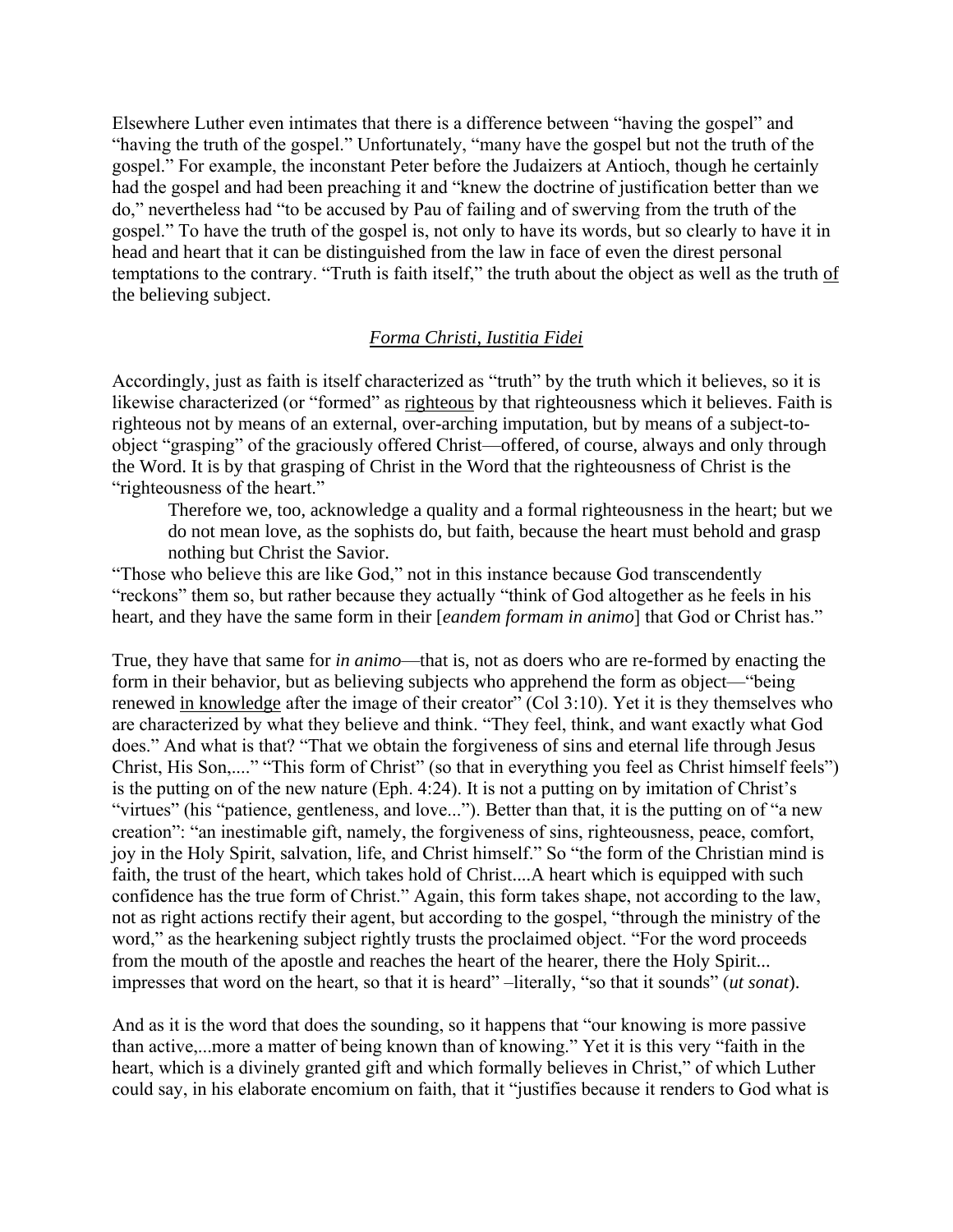Elsewhere Luther even intimates that there is a difference between "having the gospel" and "having the truth of the gospel." Unfortunately, "many have the gospel but not the truth of the gospel." For example, the inconstant Peter before the Judaizers at Antioch, though he certainly had the gospel and had been preaching it and "knew the doctrine of justification better than we do," nevertheless had "to be accused by Pau of failing and of swerving from the truth of the gospel." To have the truth of the gospel is, not only to have its words, but so clearly to have it in head and heart that it can be distinguished from the law in face of even the direst personal temptations to the contrary. "Truth is faith itself," the truth about the object as well as the truth <u>of</u> the believing subject.

### *Forma Christi, Iustitia Fidei*

Accordingly, just as faith is itself characterized as "truth" by the truth which it believes, so it is likewise characterized (or "formed" as <u>righteous</u> by that righteousness which it believes. Faith is righteous not by means of an external, over-arching imputation, but by means of a subject-to-object "grasping" of the graciously offered Christ—offered, of course, always and only through the Word. It is by that grasping of Christ in the Word that the righteousness of Christ is the "righteousness of the heart."

> Therefore we, too, acknowledge a quality and a formal righteousness in the heart; but we do not mean love, as the sophists do, but faith, because the heart must behold and grasp nothing but Christ the Savior.

"Those who believe this are like God," not in this instance because God transcendently "reckons" them so, but rather because they actually "think of God altogether as he feels in his heart, and they have the same form in their [*eandem formam in animo*] that God or Christ has."

True, they have that same for *in animo*—that is, not as doers who are re-formed by enacting the form in their behavior, but as believing subjects who apprehend the form as object—"being renewed <u>in knowledge</u> after the image of their creator" (Col 3:10). Yet it is they themselves who are characterized by what they believe and think. "They feel, think, and want exactly what God does." And what is that? "That we obtain the forgiveness of sins and eternal life through Jesus Christ, His Son,...." "This form of Christ" (so that in everything you feel as Christ himself feels") is the putting on of the new nature (Eph. 4:24). It is not a putting on by imitation of Christ's "virtues" (his "patience, gentleness, and love..."). Better than that, it is the putting on of "a new creation": "an inestimable gift, namely, the forgiveness of sins, righteousness, peace, comfort, joy in the Holy Spirit, salvation, life, and Christ himself." So "the form of the Christian mind is faith, the trust of the heart, which takes hold of Christ....A heart which is equipped with such confidence has the true form of Christ." Again, this form takes shape, not according to the law, not as right actions rectify their agent, but according to the gospel, "through the ministry of the word," as the hearkening subject rightly trusts the proclaimed object. "For the word proceeds from the mouth of the apostle and reaches the heart of the hearer, there the Holy Spirit... impresses that word on the heart, so that it is heard" –literally, "so that it sounds" (*ut sonat*).

And as it is the word that does the sounding, so it happens that "our knowing is more passive than active,...more a matter of being known than of knowing." Yet it is this very "faith in the heart, which is a divinely granted gift and which formally believes in Christ," of which Luther could say, in his elaborate encomium on faith, that it "justifies because it renders to God what is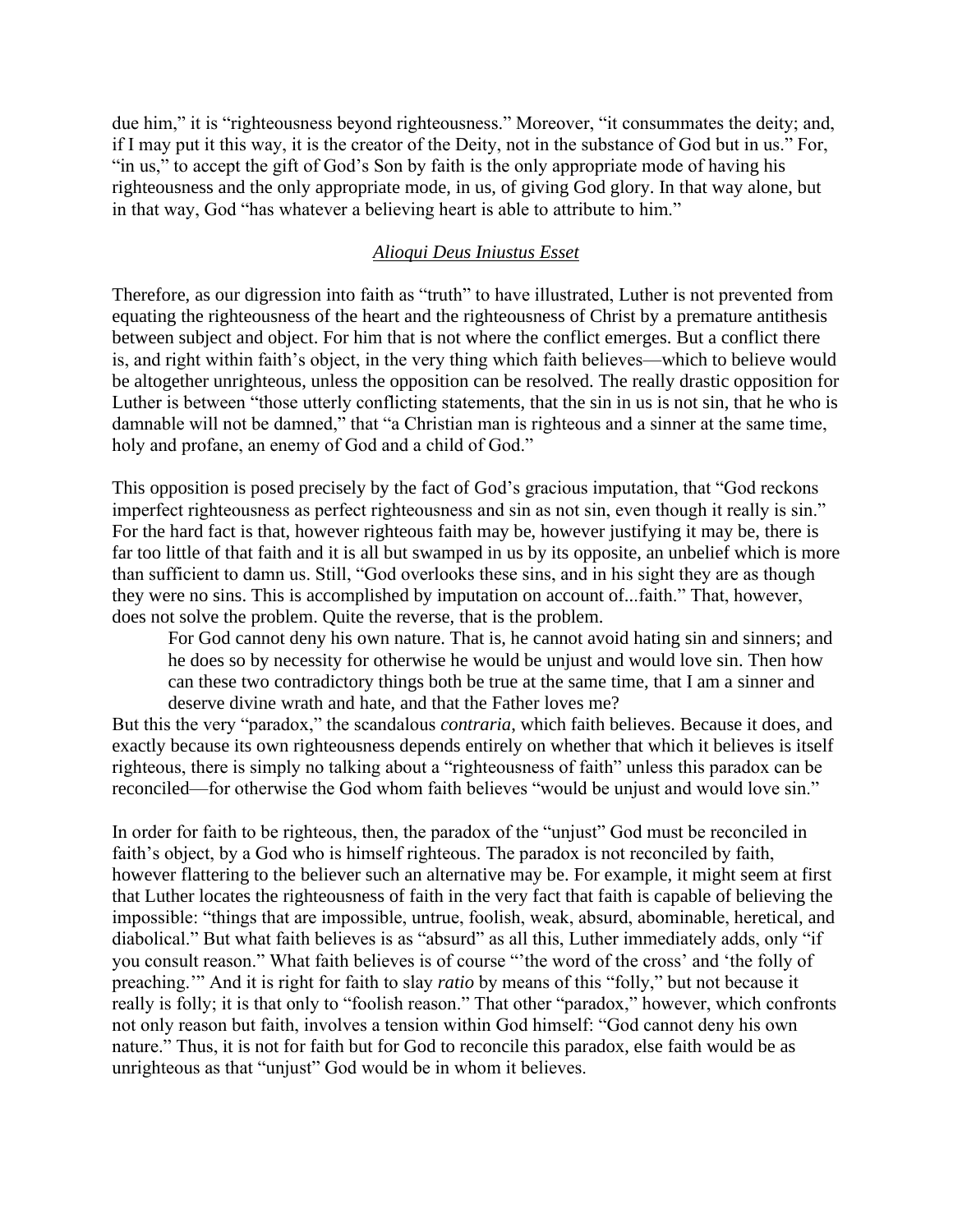due him," it is "righteousness beyond righteousness." Moreover, "it consummates the deity; and, if I may put it this way, it is the creator of the Deity, not in the substance of God but in us." For, "in us," to accept the gift of God's Son by faith is the only appropriate mode of having his righteousness and the only appropriate mode, in us, of giving God glory. In that way alone, but in that way, God "has whatever a believing heart is able to attribute to him."

## *Alioqui Deus Iniustus Esset*

Therefore, as our digression into faith as "truth" to have illustrated, Luther is not prevented from equating the righteousness of the heart and the righteousness of Christ by a premature antithesis between subject and object. For him that is not where the conflict emerges. But a conflict there is, and right within faith's object, in the very thing which faith believes—which to believe would be altogether unrighteous, unless the opposition can be resolved. The really drastic opposition for Luther is between "those utterly conflicting statements, that the sin in us is not sin, that he who is damnable will not be damned," that "a Christian man is righteous and a sinner at the same time, holy and profane, an enemy of God and a child of God."

This opposition is posed precisely by the fact of God's gracious imputation, that "God reckons imperfect righteousness as perfect righteousness and sin as not sin, even though it really is sin." For the hard fact is that, however righteous faith may be, however justifying it may be, there is far too little of that faith and it is all but swamped in us by its opposite, an unbelief which is more than sufficient to damn us. Still, "God overlooks these sins, and in his sight they are as though they were no sins. This is accomplished by imputation on account of...faith." That, however, does not solve the problem. Quite the reverse, that is the problem.

> For God cannot deny his own nature. That is, he cannot avoid hating sin and sinners; and he does so by necessity for otherwise he would be unjust and would love sin. Then how can these two contradictory things both be true at the same time, that I am a sinner and deserve divine wrath and hate, and that the Father loves me?

But this the very "paradox," the scandalous *contraria*, which faith believes. Because it does, and exactly because its own righteousness depends entirely on whether that which it believes is itself righteous, there is simply no talking about a "righteousness of faith" unless this paradox can be reconciled—for otherwise the God whom faith believes "would be unjust and would love sin."

In order for faith to be righteous, then, the paradox of the "unjust" God must be reconciled in faith's object, by a God who is himself righteous. The paradox is not reconciled by faith, however flattering to the believer such an alternative may be. For example, it might seem at first that Luther locates the righteousness of faith in the very fact that faith is capable of believing the impossible: "things that are impossible, untrue, foolish, weak, absurd, abominable, heretical, and diabolical." But what faith believes is as "absurd" as all this, Luther immediately adds, only "if you consult reason." What faith believes is of course "'the word of the cross' and 'the folly of preaching.'" And it is right for faith to slay *ratio* by means of this "folly," but not because it really is folly; it is that only to "foolish reason." That other "paradox," however, which confronts not only reason but faith, involves a tension within God himself: "God cannot deny his own nature." Thus, it is not for faith but for God to reconcile this paradox, else faith would be as unrighteous as that "unjust" God would be in whom it believes.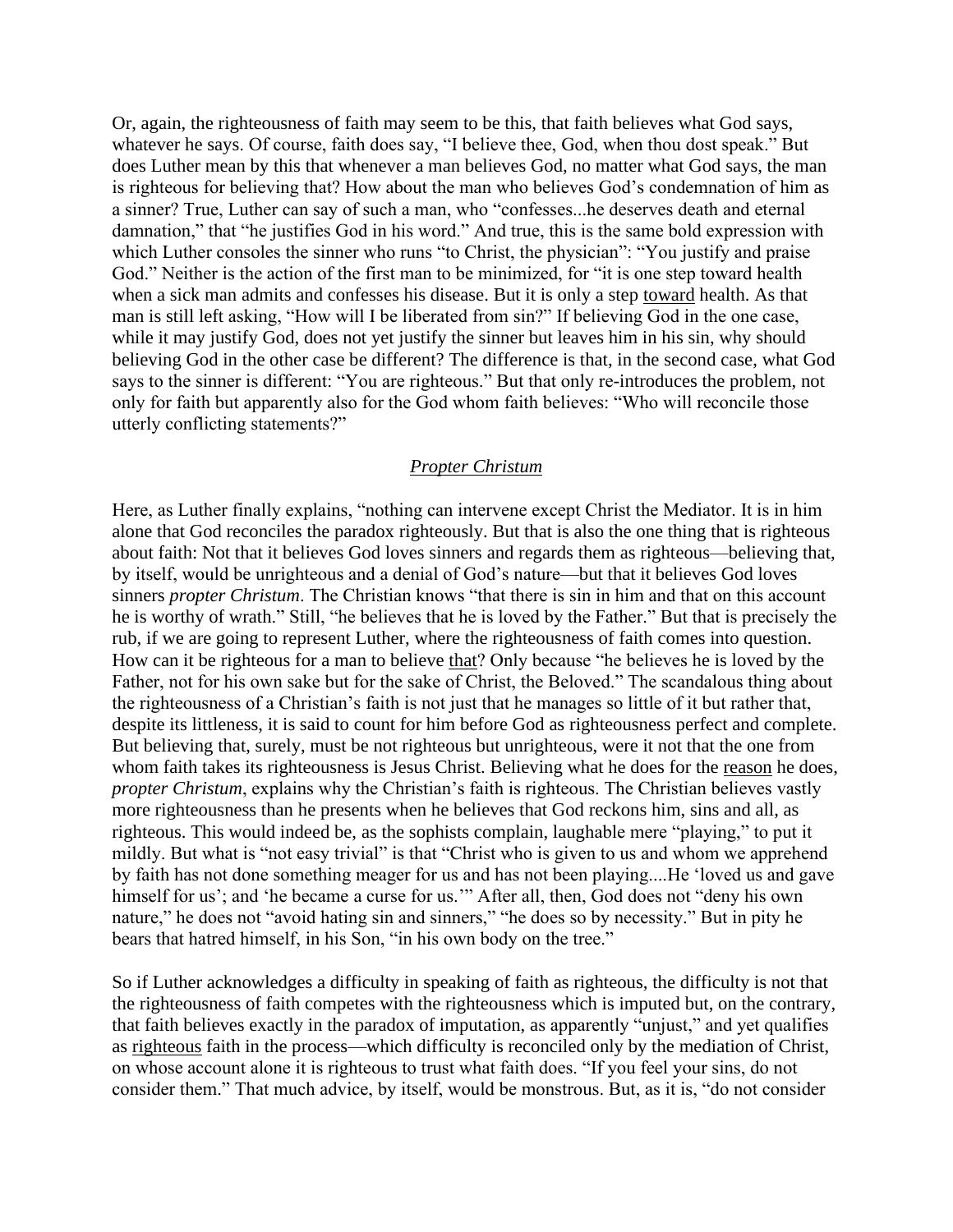Or, again, the righteousness of faith may seem to be this, that faith believes what God says, whatever he says. Of course, faith does say, "I believe thee, God, when thou dost speak." But does Luther mean by this that whenever a man believes God, no matter what God says, the man is righteous for believing that? How about the man who believes God's condemnation of him as a sinner? True, Luther can say of such a man, who "confesses...he deserves death and eternal damnation," that "he justifies God in his word." And true, this is the same bold expression with which Luther consoles the sinner who runs "to Christ, the physician": "You justify and praise God." Neither is the action of the first man to be minimized, for "it is one step toward health when a sick man admits and confesses his disease. But it is only a step <u>toward</u> health. As that man is still left asking, "How will I be liberated from sin?" If believing God in the one case, while it may justify God, does not yet justify the sinner but leaves him in his sin, why should believing God in the other case be different? The difference is that, in the second case, what God says to the sinner is different: "You are righteous." But that only re-introduces the problem, not only for faith but apparently also for the God whom faith believes: "Who will reconcile those utterly conflicting statements?"

## *Propter Christum*

Here, as Luther finally explains, "nothing can intervene except Christ the Mediator. It is in him alone that God reconciles the paradox righteously. But that is also the one thing that is righteous about faith: Not that it believes God loves sinners and regards them as righteous—believing that, by itself, would be unrighteous and a denial of God's nature—but that it believes God loves sinners *propter Christum*. The Christian knows "that there is sin in him and that on this account he is worthy of wrath." Still, "he believes that he is loved by the Father." But that is precisely the rub, if we are going to represent Luther, where the righteousness of faith comes into question. How can it be righteous for a man to believe <u>that</u>? Only because "he believes he is loved by the Father, not for his own sake but for the sake of Christ, the Beloved." The scandalous thing about the righteousness of a Christian's faith is not just that he manages so little of it but rather that, despite its littleness, it is said to count for him before God as righteousness perfect and complete. But believing that, surely, must be not righteous but unrighteous, were it not that the one from whom faith takes its righteousness is Jesus Christ. Believing what he does for the <u>reason</u> he does, *propter Christum*, explains why the Christian's faith is righteous. The Christian believes vastly more righteousness than he presents when he believes that God reckons him, sins and all, as righteous. This would indeed be, as the sophists complain, laughable mere "playing," to put it mildly. But what is "not easy trivial" is that "Christ who is given to us and whom we apprehend by faith has not done something meager for us and has not been playing....He 'loved us and gave himself for us'; and 'he became a curse for us.'" After all, then, God does not "deny his own nature," he does not "avoid hating sin and sinners," "he does so by necessity." But in pity he bears that hatred himself, in his Son, "in his own body on the tree."

So if Luther acknowledges a difficulty in speaking of faith as righteous, the difficulty is not that the righteousness of faith competes with the righteousness which is imputed but, on the contrary, that faith believes exactly in the paradox of imputation, as apparently "unjust," and yet qualifies as <u>righteous</u> faith in the process—which difficulty is reconciled only by the mediation of Christ, on whose account alone it is righteous to trust what faith does. "If you feel your sins, do not consider them." That much advice, by itself, would be monstrous. But, as it is, "do not consider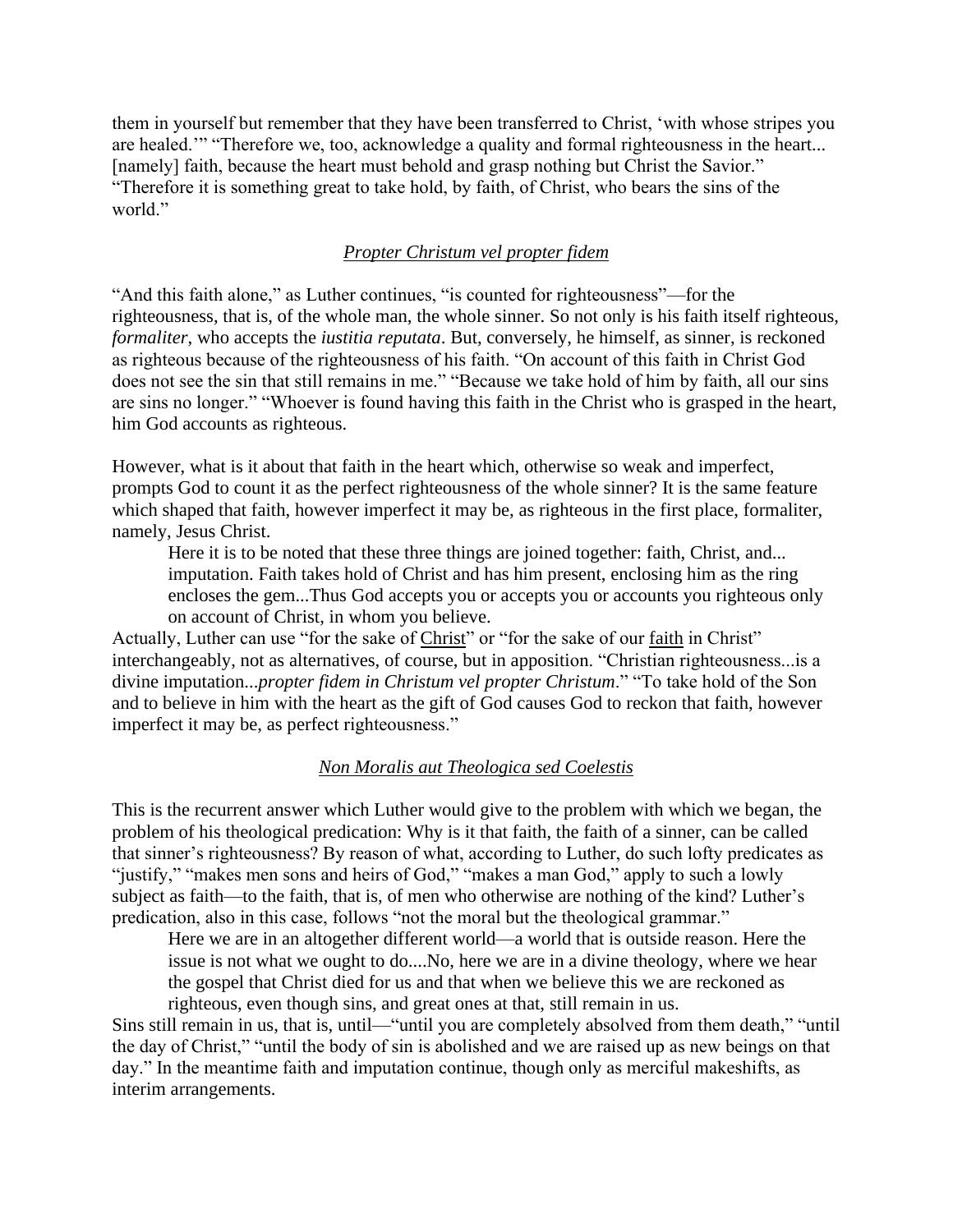them in yourself but remember that they have been transferred to Christ, 'with whose stripes you are healed.'" "Therefore we, too, acknowledge a quality and formal righteousness in the heart... [namely] faith, because the heart must behold and grasp nothing but Christ the Savior." "Therefore it is something great to take hold, by faith, of Christ, who bears the sins of the world."

### *Propter Christum vel propter fidem*

"And this faith alone," as Luther continues, "is counted for righteousness"—for the righteousness, that is, of the whole man, the whole sinner. So not only is his faith itself righteous, *formaliter*, who accepts the *iustitia reputata*. But, conversely, he himself, as sinner, is reckoned as righteous because of the righteousness of his faith. "On account of this faith in Christ God does not see the sin that still remains in me." "Because we take hold of him by faith, all our sins are sins no longer." "Whoever is found having this faith in the Christ who is grasped in the heart, him God accounts as righteous.

However, what is it about that faith in the heart which, otherwise so weak and imperfect, prompts God to count it as the perfect righteousness of the whole sinner? It is the same feature which shaped that faith, however imperfect it may be, as righteous in the first place, formaliter, namely, Jesus Christ.

> Here it is to be noted that these three things are joined together: faith, Christ, and... imputation. Faith takes hold of Christ and has him present, enclosing him as the ring encloses the gem...Thus God accepts you or accepts you or accounts you righteous only on account of Christ, in whom you believe.

Actually, Luther can use "for the sake of Christ" or "for the sake of our faith in Christ" interchangeably, not as alternatives, of course, but in apposition. "Christian righteousness...is a divine imputation...*propter fidem in Christum vel propter Christum*." "To take hold of the Son and to believe in him with the heart as the gift of God causes God to reckon that faith, however imperfect it may be, as perfect righteousness."

### *Non Moralis aut Theologica sed Coelestis*

This is the recurrent answer which Luther would give to the problem with which we began, the problem of his theological predication: Why is it that faith, the faith of a sinner, can be called that sinner's righteousness? By reason of what, according to Luther, do such lofty predicates as "justify," "makes men sons and heirs of God," "makes a man God," apply to such a lowly subject as faith—to the faith, that is, of men who otherwise are nothing of the kind? Luther's predication, also in this case, follows "not the moral but the theological grammar."

> Here we are in an altogether different world—a world that is outside reason. Here the issue is not what we ought to do....No, here we are in a divine theology, where we hear the gospel that Christ died for us and that when we believe this we are reckoned as righteous, even though sins, and great ones at that, still remain in us.

Sins still remain in us, that is, until—"until you are completely absolved from them death," "until the day of Christ," "until the body of sin is abolished and we are raised up as new beings on that day." In the meantime faith and imputation continue, though only as merciful makeshifts, as interim arrangements.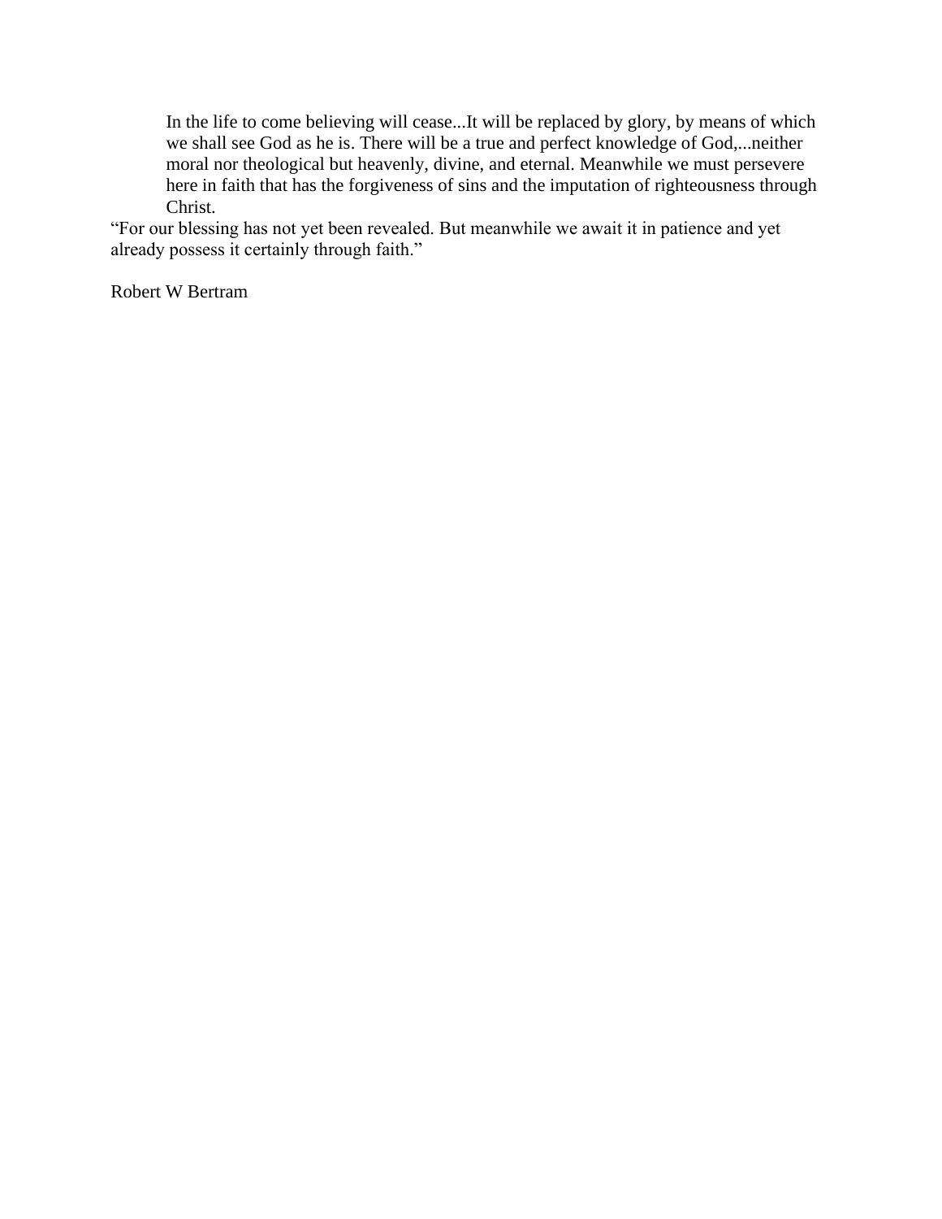> In the life to come believing will cease...It will be replaced by glory, by means of which we shall see God as he is. There will be a true and perfect knowledge of God,...neither moral nor theological but heavenly, divine, and eternal. Meanwhile we must persevere here in faith that has the forgiveness of sins and the imputation of righteousness through Christ.

"For our blessing has not yet been revealed. But meanwhile we await it in patience and yet already possess it certainly through faith."

Robert W Bertram